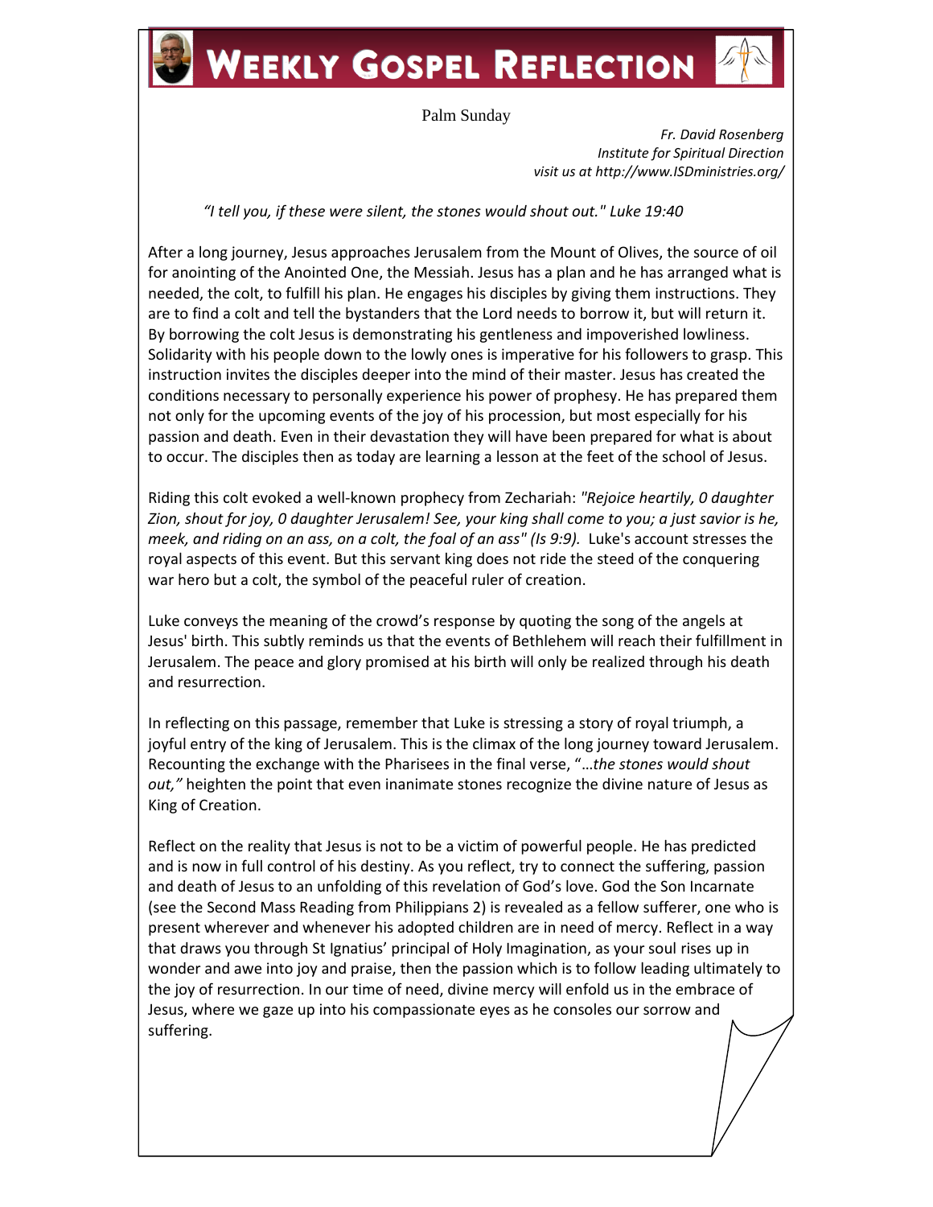# Weekly Gospel Reflection

Palm Sunday

*Fr. David Rosenberg*
*Institute for Spiritual Direction*
*visit us at http://www.ISDministries.org/*

*"I tell you, if these were silent, the stones would shout out." Luke 19:40*

After a long journey, Jesus approaches Jerusalem from the Mount of Olives, the source of oil for anointing of the Anointed One, the Messiah. Jesus has a plan and he has arranged what is needed, the colt, to fulfill his plan. He engages his disciples by giving them instructions. They are to find a colt and tell the bystanders that the Lord needs to borrow it, but will return it. By borrowing the colt Jesus is demonstrating his gentleness and impoverished lowliness. Solidarity with his people down to the lowly ones is imperative for his followers to grasp. This instruction invites the disciples deeper into the mind of their master. Jesus has created the conditions necessary to personally experience his power of prophesy. He has prepared them not only for the upcoming events of the joy of his procession, but most especially for his passion and death. Even in their devastation they will have been prepared for what is about to occur. The disciples then as today are learning a lesson at the feet of the school of Jesus.

Riding this colt evoked a well-known prophecy from Zechariah: *"Rejoice heartily, 0 daughter Zion, shout for joy, 0 daughter Jerusalem! See, your king shall come to you; a just savior is he, meek, and riding on an ass, on a colt, the foal of an ass" (Is 9:9).* Luke's account stresses the royal aspects of this event. But this servant king does not ride the steed of the conquering war hero but a colt, the symbol of the peaceful ruler of creation.

Luke conveys the meaning of the crowd's response by quoting the song of the angels at Jesus' birth. This subtly reminds us that the events of Bethlehem will reach their fulfillment in Jerusalem. The peace and glory promised at his birth will only be realized through his death and resurrection.

In reflecting on this passage, remember that Luke is stressing a story of royal triumph, a joyful entry of the king of Jerusalem. This is the climax of the long journey toward Jerusalem. Recounting the exchange with the Pharisees in the final verse, "…*the stones would shout out,"* heighten the point that even inanimate stones recognize the divine nature of Jesus as King of Creation.

Reflect on the reality that Jesus is not to be a victim of powerful people. He has predicted and is now in full control of his destiny. As you reflect, try to connect the suffering, passion and death of Jesus to an unfolding of this revelation of God's love. God the Son Incarnate (see the Second Mass Reading from Philippians 2) is revealed as a fellow sufferer, one who is present wherever and whenever his adopted children are in need of mercy. Reflect in a way that draws you through St Ignatius' principal of Holy Imagination, as your soul rises up in wonder and awe into joy and praise, then the passion which is to follow leading ultimately to the joy of resurrection. In our time of need, divine mercy will enfold us in the embrace of Jesus, where we gaze up into his compassionate eyes as he consoles our sorrow and suffering.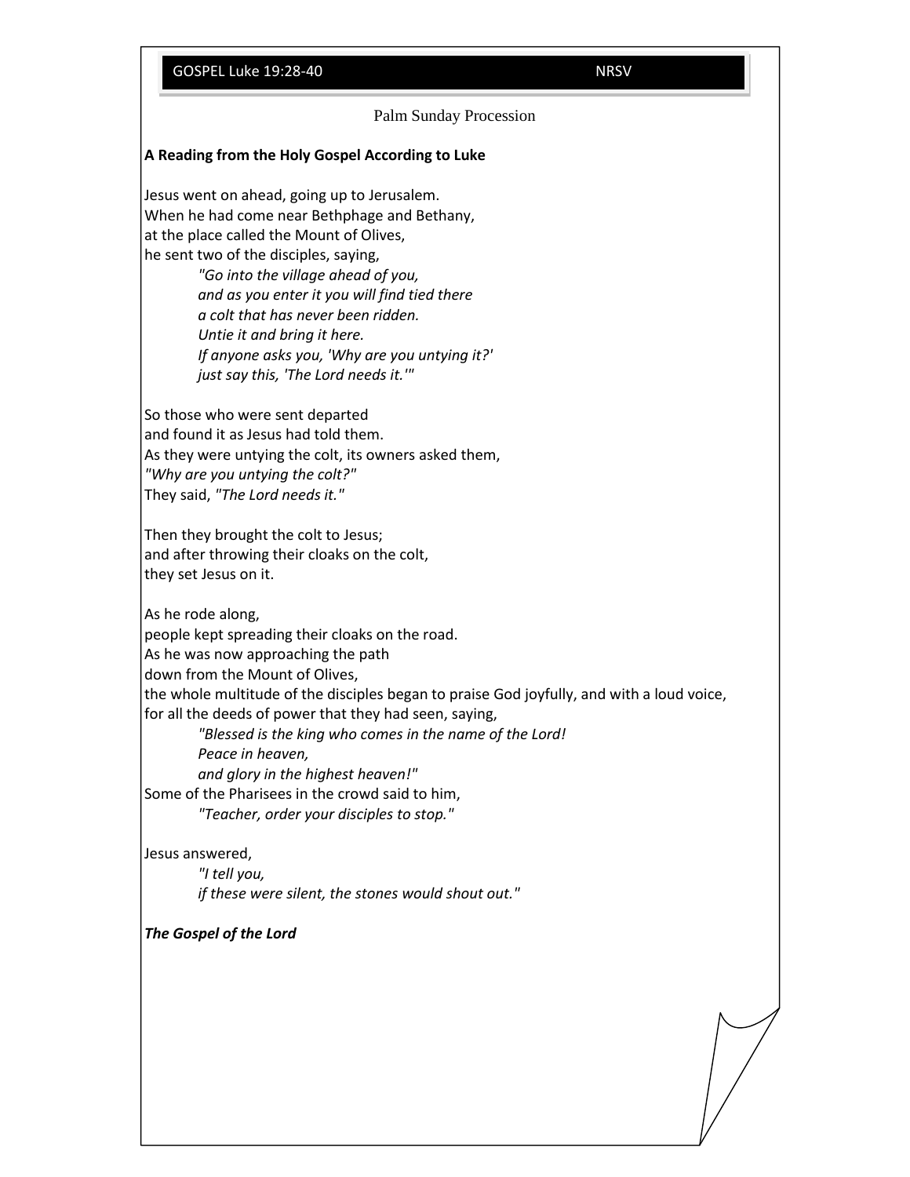GOSPEL Luke 19:28-40 NRSV

Palm Sunday Procession

**A Reading from the Holy Gospel According to Luke**

Jesus went on ahead, going up to Jerusalem.
When he had come near Bethphage and Bethany,
at the place called the Mount of Olives,
he sent two of the disciples, saying,

*"Go into the village ahead of you,*
*and as you enter it you will find tied there*
*a colt that has never been ridden.*
*Untie it and bring it here.*
*If anyone asks you, 'Why are you untying it?'*
*just say this, 'The Lord needs it.'"*

So those who were sent departed
and found it as Jesus had told them.
As they were untying the colt, its owners asked them,
*"Why are you untying the colt?"*
They said, *"The Lord needs it."*

Then they brought the colt to Jesus;
and after throwing their cloaks on the colt,
they set Jesus on it.

As he rode along,
people kept spreading their cloaks on the road.
As he was now approaching the path
down from the Mount of Olives,
the whole multitude of the disciples began to praise God joyfully, and with a loud voice,
for all the deeds of power that they had seen, saying,

*"Blessed is the king who comes in the name of the Lord!*
*Peace in heaven,*
*and glory in the highest heaven!"*

Some of the Pharisees in the crowd said to him,

*"Teacher, order your disciples to stop."*

Jesus answered,

*"I tell you,*
*if these were silent, the stones would shout out."*

***The Gospel of the Lord***